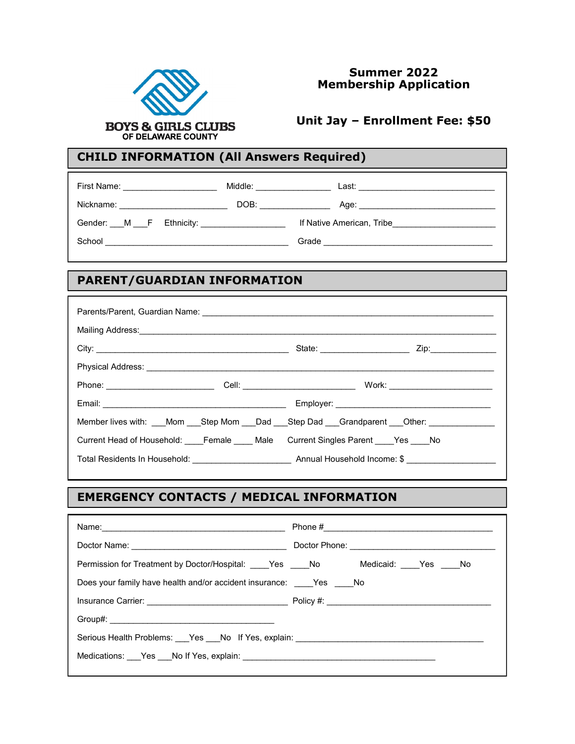BOYS & GIRLS CLUBS
OF DELAWARE COUNTY

# Summer 2022 Membership Application

## Unit Jay – Enrollment Fee: $50

## CHILD INFORMATION (All Answers Required)

First Name: ____________________ Middle: ________________ Last: ______________________________

Nickname: ________________________ DOB: _______________ Age: ______________________________

Gender: ___M ___F Ethnicity: __________________ If Native American, Tribe______________________

School _______________________________________ Grade ____________________________________

## PARENT/GUARDIAN INFORMATION

Parents/Parent, Guardian Name: _______________________________________________________________

Mailing Address:________________________________________________________________________

City: _________________________________________ State: ___________________ Zip:______________

Physical Address: _______________________________________________________________________

Phone: _______________________ Cell: ________________________ Work: ______________________

Email: _______________________________________ Employer: ___________________________________

Member lives with: ___Mom ___Step Mom ___Dad ___Step Dad ___Grandparent ___Other: ______________

Current Head of Household: ____Female ____ Male Current Singles Parent ____Yes ____No

Total Residents In Household: _____________________ Annual Household Income: $ ___________________

## EMERGENCY CONTACTS / MEDICAL INFORMATION

Name:_______________________________________ Phone #____________________________________

Doctor Name: _________________________________ Doctor Phone: ______________________________

Permission for Treatment by Doctor/Hospital: ____Yes ____No Medicaid: ____Yes ____No

Does your family have health and/or accident insurance: ____Yes ____No

Insurance Carrier: ______________________________ Policy #: ___________________________________

Group#: ___________________________________

Serious Health Problems: ___Yes ___No If Yes, explain: _________________________________________

Medications: ___Yes ___No If Yes, explain: ___________________________________________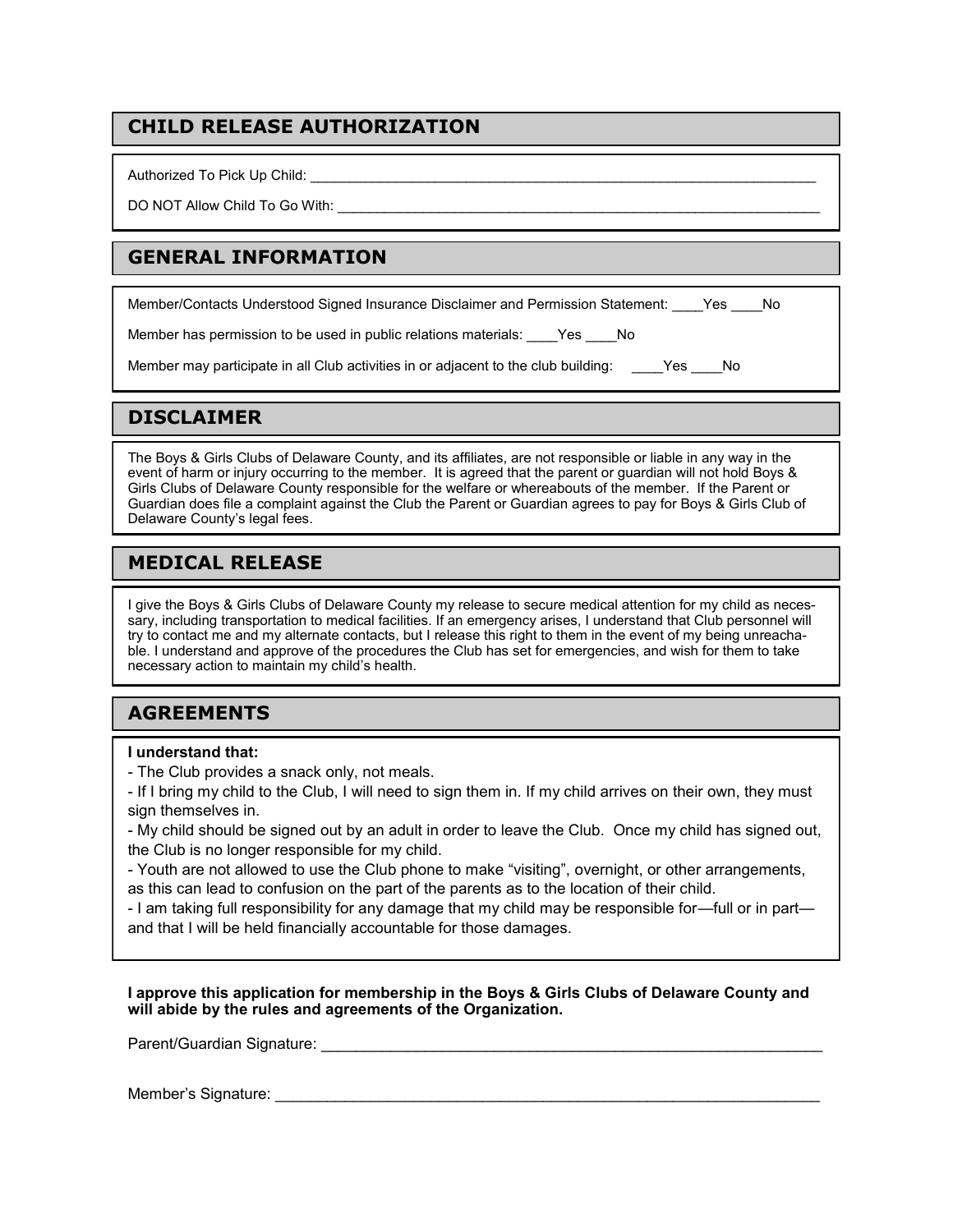## CHILD RELEASE AUTHORIZATION

Authorized To Pick Up Child: ___________________________________________________________________

DO NOT Allow Child To Go With: ________________________________________________________________

## GENERAL INFORMATION

Member/Contacts Understood Signed Insurance Disclaimer and Permission Statement: ____Yes ____No

Member has permission to be used in public relations materials: ____Yes ____No

Member may participate in all Club activities in or adjacent to the club building: ____Yes ____No

## DISCLAIMER

The Boys & Girls Clubs of Delaware County, and its affiliates, are not responsible or liable in any way in the event of harm or injury occurring to the member. It is agreed that the parent or guardian will not hold Boys & Girls Clubs of Delaware County responsible for the welfare or whereabouts of the member. If the Parent or Guardian does file a complaint against the Club the Parent or Guardian agrees to pay for Boys & Girls Club of Delaware County's legal fees.

## MEDICAL RELEASE

I give the Boys & Girls Clubs of Delaware County my release to secure medical attention for my child as necessary, including transportation to medical facilities. If an emergency arises, I understand that Club personnel will try to contact me and my alternate contacts, but I release this right to them in the event of my being unreachable. I understand and approve of the procedures the Club has set for emergencies, and wish for them to take necessary action to maintain my child's health.

## AGREEMENTS

**I understand that:**

- The Club provides a snack only, not meals.
- If I bring my child to the Club, I will need to sign them in. If my child arrives on their own, they must sign themselves in.
- My child should be signed out by an adult in order to leave the Club. Once my child has signed out, the Club is no longer responsible for my child.
- Youth are not allowed to use the Club phone to make "visiting", overnight, or other arrangements, as this can lead to confusion on the part of the parents as to the location of their child.
- I am taking full responsibility for any damage that my child may be responsible for—full or in part—and that I will be held financially accountable for those damages.

**I approve this application for membership in the Boys & Girls Clubs of Delaware County and will abide by the rules and agreements of the Organization.**

Parent/Guardian Signature: ______________________________________________________________

Member's Signature: ___________________________________________________________________